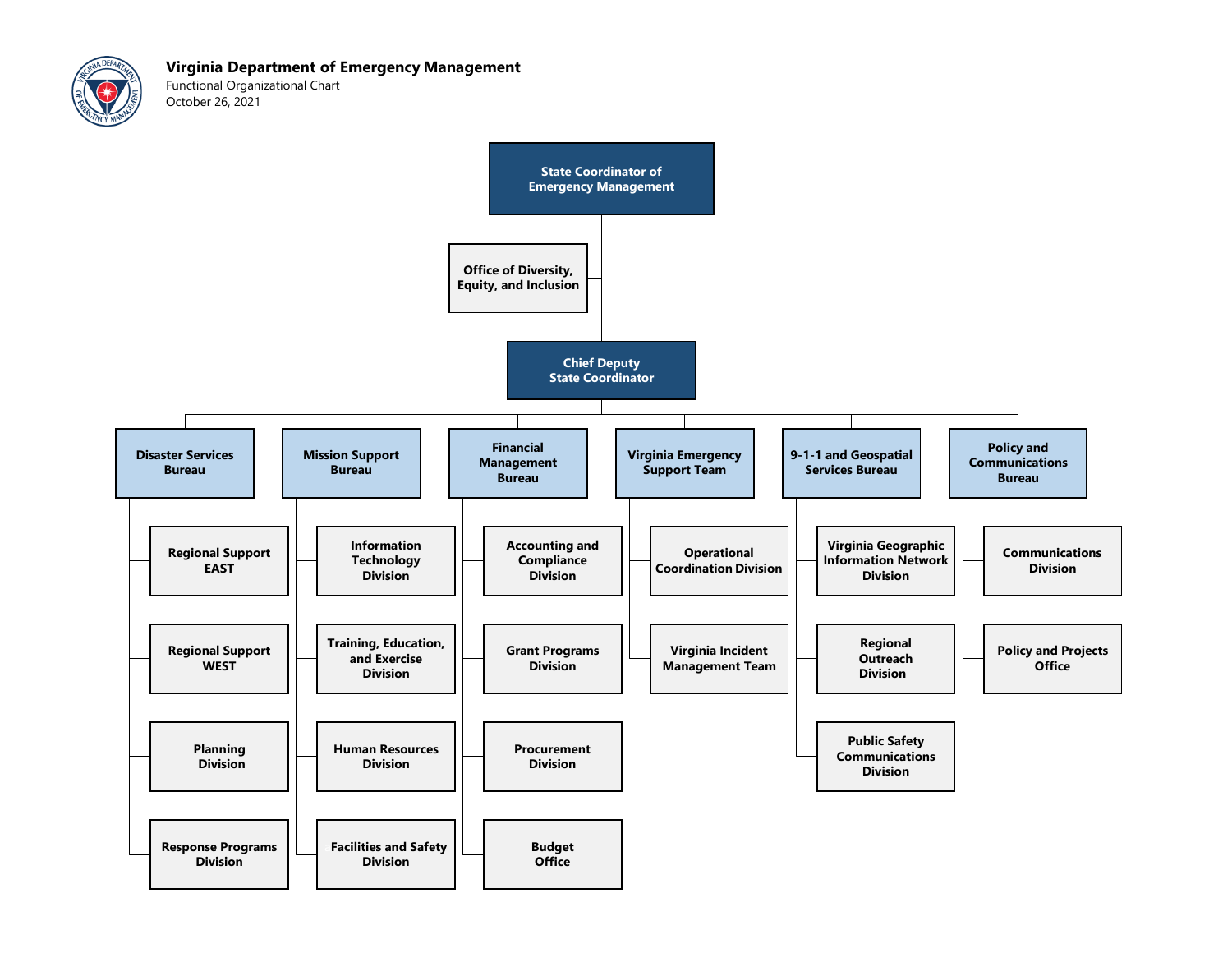# Virginia Department of Emergency Management

Functional Organizational Chart

October 26, 2021

- **State Coordinator of Emergency Management**
  - **Office of Diversity, Equity, and Inclusion**
  - **Chief Deputy State Coordinator**
    - **Disaster Services Bureau**
      - Regional Support EAST
      - Regional Support WEST
      - Planning Division
      - Response Programs Division
    - **Mission Support Bureau**
      - Information Technology Division
      - Training, Education, and Exercise Division
      - Human Resources Division
      - Facilities and Safety Division
    - **Financial Management Bureau**
      - Accounting and Compliance Division
      - Grant Programs Division
      - Procurement Division
      - Budget Office
    - **Virginia Emergency Support Team**
      - Operational Coordination Division
      - Virginia Incident Management Team
    - **9-1-1 and Geospatial Services Bureau**
      - Virginia Geographic Information Network Division
      - Regional Outreach Division
      - Public Safety Communications Division
    - **Policy and Communications Bureau**
      - Communications Division
      - Policy and Projects Office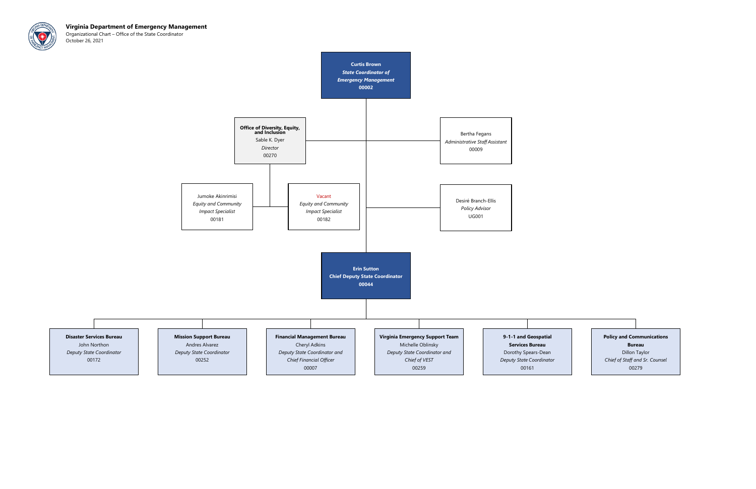**Virginia Department of Emergency Management**

Organizational Chart – Office of the State Coordinator

October 26, 2021

**Curtis Brown**
***State Coordinator of Emergency Management***
**00002**

**Office of Diversity, Equity, and Inclusion**
Sable K. Dyer
*Director*
00270

Bertha Fegans
*Administrative Staff Assistant*
00009

Jumoke Akinrimisi
*Equity and Community Impact Specialist*
00181

Vacant
*Equity and Community Impact Specialist*
00182

Desiré Branch-Ellis
*Policy Advisor*
UG001

**Erin Sutton**
**Chief Deputy State Coordinator**
**00044**

**Disaster Services Bureau**
John Northon
*Deputy State Coordinator*
00172

**Mission Support Bureau**
Andres Alvarez
*Deputy State Coordinator*
00252

**Financial Management Bureau**
Cheryl Adkins
*Deputy State Coordinator and Chief Financial Officer*
00007

**Virginia Emergency Support Team**
Michelle Oblinsky
*Deputy State Coordinator and Chief of VEST*
00259

**9-1-1 and Geospatial Services Bureau**
Dorothy Spears-Dean
*Deputy State Coordinator*
00161

**Policy and Communications Bureau**
Dillon Taylor
*Chief of Staff and Sr. Counsel*
00279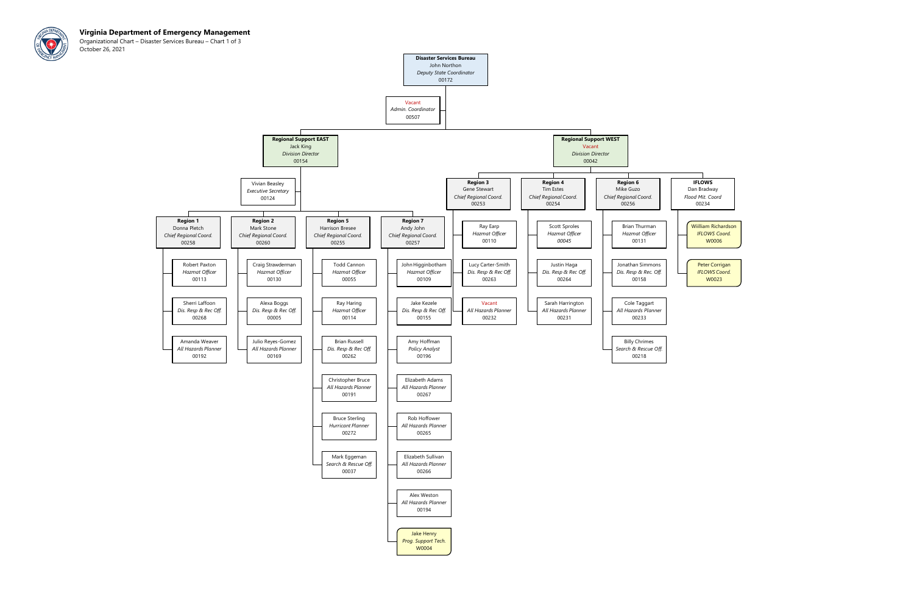# Virginia Department of Emergency Management

Organizational Chart – Disaster Services Bureau – Chart 1 of 3

October 26, 2021

## Disaster Services Bureau
John Northon, *Deputy State Coordinator*, 00172

- Vacant, *Admin. Coordinator*, 00507

### Regional Support EAST
Jack King, *Division Director*, 00154

- Vivian Beasley, *Executive Secretary*, 00124

#### Region 1
Donna Pletch, *Chief Regional Coord.*, 00258

- Robert Paxton, *Hazmat Officer*, 00113
- Sherri Laffoon, *Dis. Resp & Rec Off.*, 00268
- Amanda Weaver, *All Hazards Planner*, 00192

#### Region 2
Mark Stone, *Chief Regional Coord.*, 00260

- Craig Strawderman, *Hazmat Officer*, 00130
- Alexa Boggs, *Dis. Resp & Rec Off.*, 00005
- Julio Reyes-Gomez, *All Hazards Planner*, 00169

#### Region 5
Harrison Bresee, *Chief Regional Coord.*, 00255

- Todd Cannon, *Hazmat Officer*, 00055
- Ray Haring, *Hazmat Officer*, 00114
- Brian Russell, *Dis. Resp & Rec Off.*, 00262
- Christopher Bruce, *All Hazards Planner*, 00191
- Bruce Sterling, *Hurricant Planner*, 00272
- Mark Eggeman, *Search & Rescue Off.*, 00037

#### Region 7
Andy John, *Chief Regional Coord.*, 00257

- John Higginbotham, *Hazmat Officer*, 00109
- Jake Kezele, *Dis. Resp & Rec Off.*, 00155
- Amy Hoffman, *Policy Analyst*, 00196
- Elizabeth Adams, *All Hazards Planner*, 00267
- Rob Hoffower, *All Hazards Planner*, 00265
- Elizabeth Sullivan, *All Hazards Planner*, 00266
- Alex Weston, *All Hazards Planner*, 00194
- Jake Henry, *Prog. Support Tech.*, W0004

### Regional Support WEST
Vacant, *Division Director*, 00042

#### Region 3
Gene Stewart, *Chief Regional Coord.*, 00253

- Ray Earp, *Hazmat Officer*, 00110
- Lucy Carter-Smith, *Dis. Resp & Rec Off.*, 00263
- Vacant, *All Hazards Planner*, 00232

#### Region 4
Tim Estes, *Chief Regional Coord.*, 00254

- Scott Sproles, *Hazmat Officer*, 00045
- Justin Haga, *Dis. Resp & Rec Off.*, 00264
- Sarah Harrington, *All Hazards Planner*, 00231

#### Region 6
Mike Guzo, *Chief Regional Coord.*, 00256

- Brian Thurman, *Hazmat Officer*, 00131
- Jonathan Simmons, *Dis. Resp & Rec. Off.*, 00158
- Cole Taggart, *All Hazards Planner*, 00233
- Billy Chrimes, *Search & Rescue Off.*, 00218

#### IFLOWS
Dan Bradway, *Flood Mit. Coord*, 00234

- Wiilliam Richardson, *IFLOWS Coord.*, W0006
- Peter Corrigan, *IFLOWS Coord.*, W0023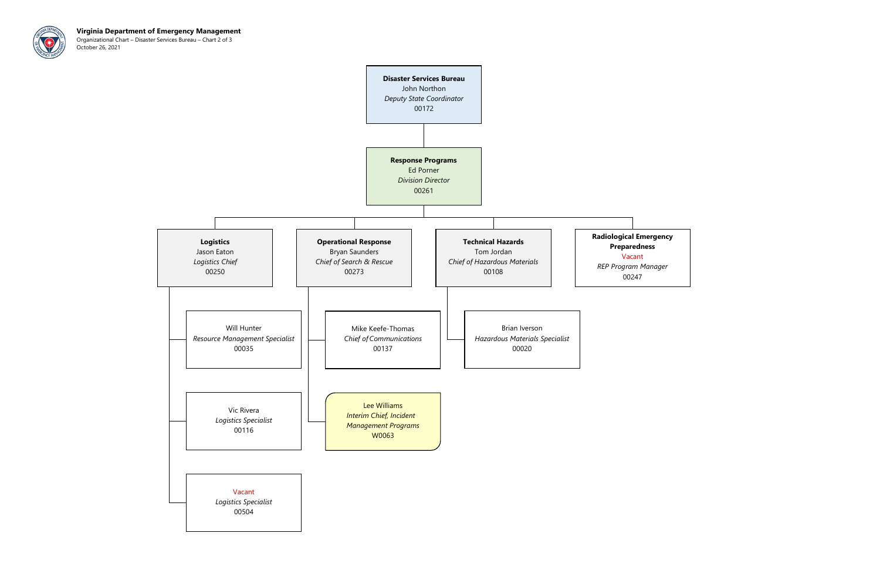**Virginia Department of Emergency Management**

Organizational Chart – Disaster Services Bureau – Chart 2 of 3

October 26, 2021

- **Disaster Services Bureau**
  John Northon
  *Deputy State Coordinator*
  00172
  - **Response Programs**
    Ed Porner
    *Division Director*
    00261
    - **Logistics**
      Jason Eaton
      *Logistics Chief*
      00250
      - Will Hunter
        *Resource Management Specialist*
        00035
      - Vic Rivera
        *Logistics Specialist*
        00116
      - Vacant
        *Logistics Specialist*
        00504
    - **Operational Response**
      Bryan Saunders
      *Chief of Search & Rescue*
      00273
      - Mike Keefe-Thomas
        *Chief of Communications*
        00137
      - Lee Williams
        *Interim Chief, Incident Management Programs*
        W0063
    - **Technical Hazards**
      Tom Jordan
      *Chief of Hazardous Materials*
      00108
      - Brian Iverson
        *Hazardous Materials Specialist*
        00020
    - **Radiological Emergency Preparedness**
      Vacant
      *REP Program Manager*
      00247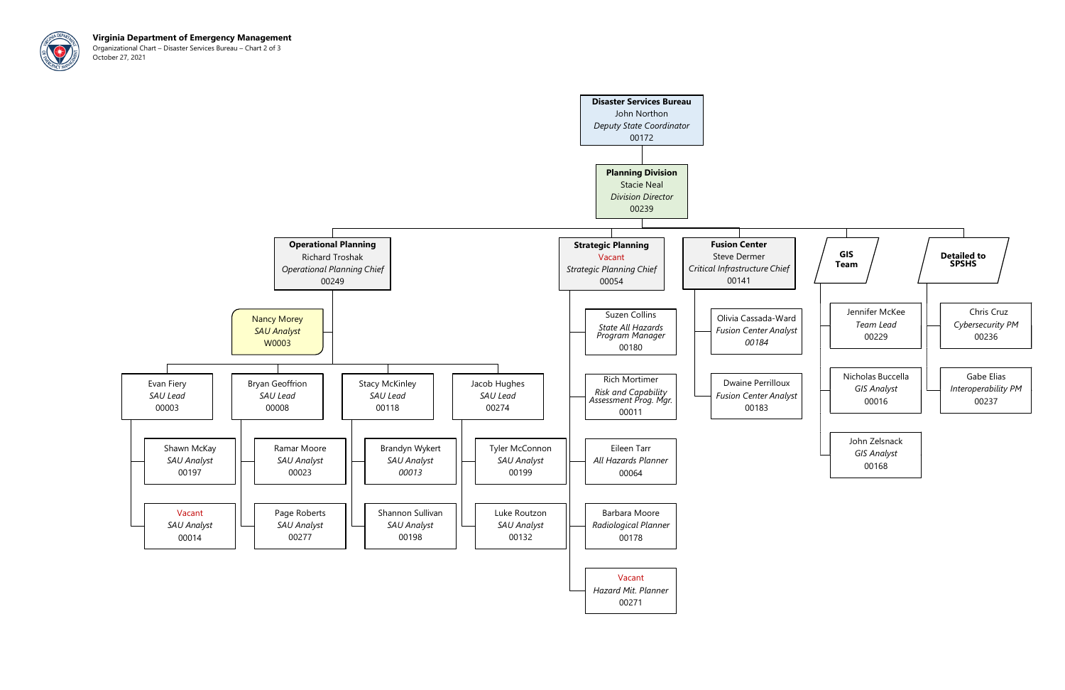**Virginia Department of Emergency Management**
Organizational Chart – Disaster Services Bureau – Chart 2 of 3
October 27, 2021

**Disaster Services Bureau**
John Northon
*Deputy State Coordinator*
00172

**Planning Division**
Stacie Neal
*Division Director*
00239

## Operational Planning

**Operational Planning**
Richard Troshak
*Operational Planning Chief*
00249

- Nancy Morey — *SAU Analyst* — W0003
- Evan Fiery — *SAU Lead* — 00003
  - Shawn McKay — *SAU Analyst* — 00197
  - Vacant — *SAU Analyst* — 00014
- Bryan Geoffrion — *SAU Lead* — 00008
  - Ramar Moore — *SAU Analyst* — 00023
  - Page Roberts — *SAU Analyst* — 00277
- Stacy McKinley — *SAU Lead* — 00118
  - Brandyn Wykert — *SAU Analyst* — *00013*
  - Shannon Sullivan — *SAU Analyst* — 00198
- Jacob Hughes — *SAU Lead* — 00274
  - Tyler McConnon — *SAU Analyst* — 00199
  - Luke Routzon — *SAU Analyst* — 00132

## Strategic Planning

**Strategic Planning**
Vacant
*Strategic Planning Chief*
00054

- Suzen Collins — *State All Hazards Program Manager* — 00180
- Rich Mortimer — *Risk and Capability Assessment Prog. Mgr.* — 00011
- Eileen Tarr — *All Hazards Planner* — 00064
- Barbara Moore — *Radiological Planner* — 00178
- Vacant — *Hazard Mit. Planner* — 00271

## Fusion Center

**Fusion Center**
Steve Dermer
*Critical Infrastructure Chief*
00141

- Olivia Cassada-Ward — *Fusion Center Analyst* — *00184*
- Dwaine Perrilloux — *Fusion Center Analyst* — 00183

## GIS Team

- Jennifer McKee — *Team Lead* — 00229
- Nicholas Buccella — *GIS Analyst* — 00016
- John Zelsnack — *GIS Analyst* — 00168

## Detailed to SPSHS

- Chris Cruz — *Cybersecurity PM* — 00236
- Gabe Elias — *Interoperability PM* — 00237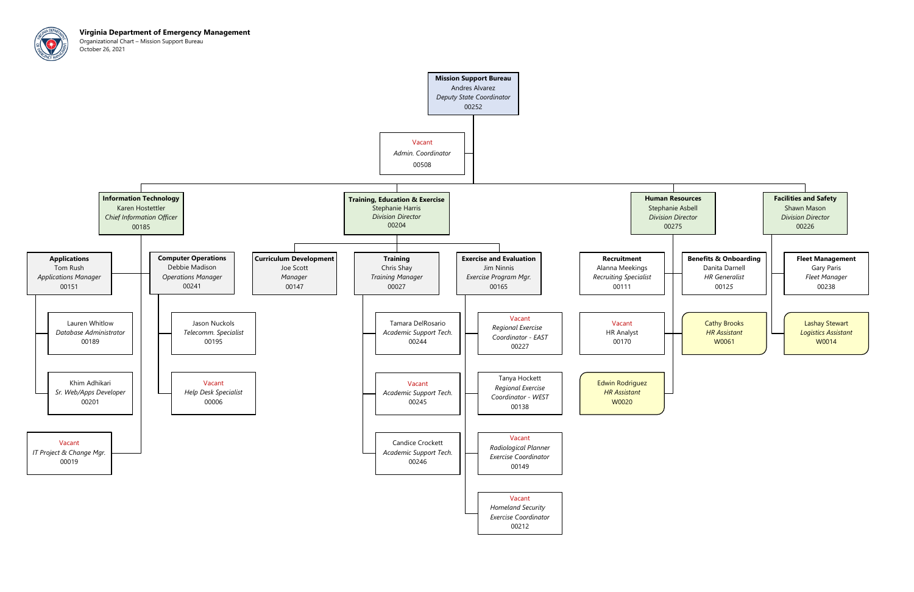**Virginia Department of Emergency Management**
Organizational Chart – Mission Support Bureau
October 26, 2021

- **Mission Support Bureau** — Andres Alvarez, *Deputy State Coordinator*, 00252
  - Vacant — *Admin. Coordinator*, 00508
  - **Information Technology** — Karen Hostettler, *Chief Information Officer*, 00185
    - **Applications** — Tom Rush, *Applications Manager*, 00151
      - Lauren Whitlow — *Database Administrator*, 00189
      - Khim Adhikari — *Sr. Web/Apps Developer*, 00201
    - **Computer Operations** — Debbie Madison, *Operations Manager*, 00241
      - Jason Nuckols — *Telecomm. Specialist*, 00195
      - Vacant — *Help Desk Specialist*, 00006
    - Vacant — *IT Project & Change Mgr.*, 00019
  - **Training, Education & Exercise** — Stephanie Harris, *Division Director*, 00204
    - **Curriculum Development** — Joe Scott, *Manager*, 00147
    - **Training** — Chris Shay, *Training Manager*, 00027
      - Tamara DelRosario — *Academic Support Tech.*, 00244
      - Vacant — *Academic Support Tech.*, 00245
      - Candice Crockett — *Academic Support Tech.*, 00246
    - **Exercise and Evaluation** — Jim Ninnis, *Exercise Program Mgr.*, 00165
      - Vacant — *Regional Exercise Coordinator - EAST*, 00227
      - Tanya Hockett — *Regional Exercise Coordinator - WEST*, 00138
      - Vacant — *Radiological Planner Exercise Coordinator*, 00149
      - Vacant — *Homeland Security Exercise Coordinator*, 00212
  - **Human Resources** — Stephanie Asbell, *Division Director*, 00275
    - **Recruitment** — Alanna Meekings, *Recruiting Specialist*, 00111
    - **Benefits & Onboarding** — Danita Darnell, *HR Generalist*, 00125
      - Cathy Brooks — *HR Assistant*, W0061
    - Vacant — HR Analyst, 00170
    - Edwin Rodriguez — *HR Assistant*, W0020
  - **Facilities and Safety** — Shawn Mason, *Division Director*, 00226
    - **Fleet Management** — Gary Paris, *Fleet Manager*, 00238
    - Lashay Stewart — *Logistics Assistant*, W0014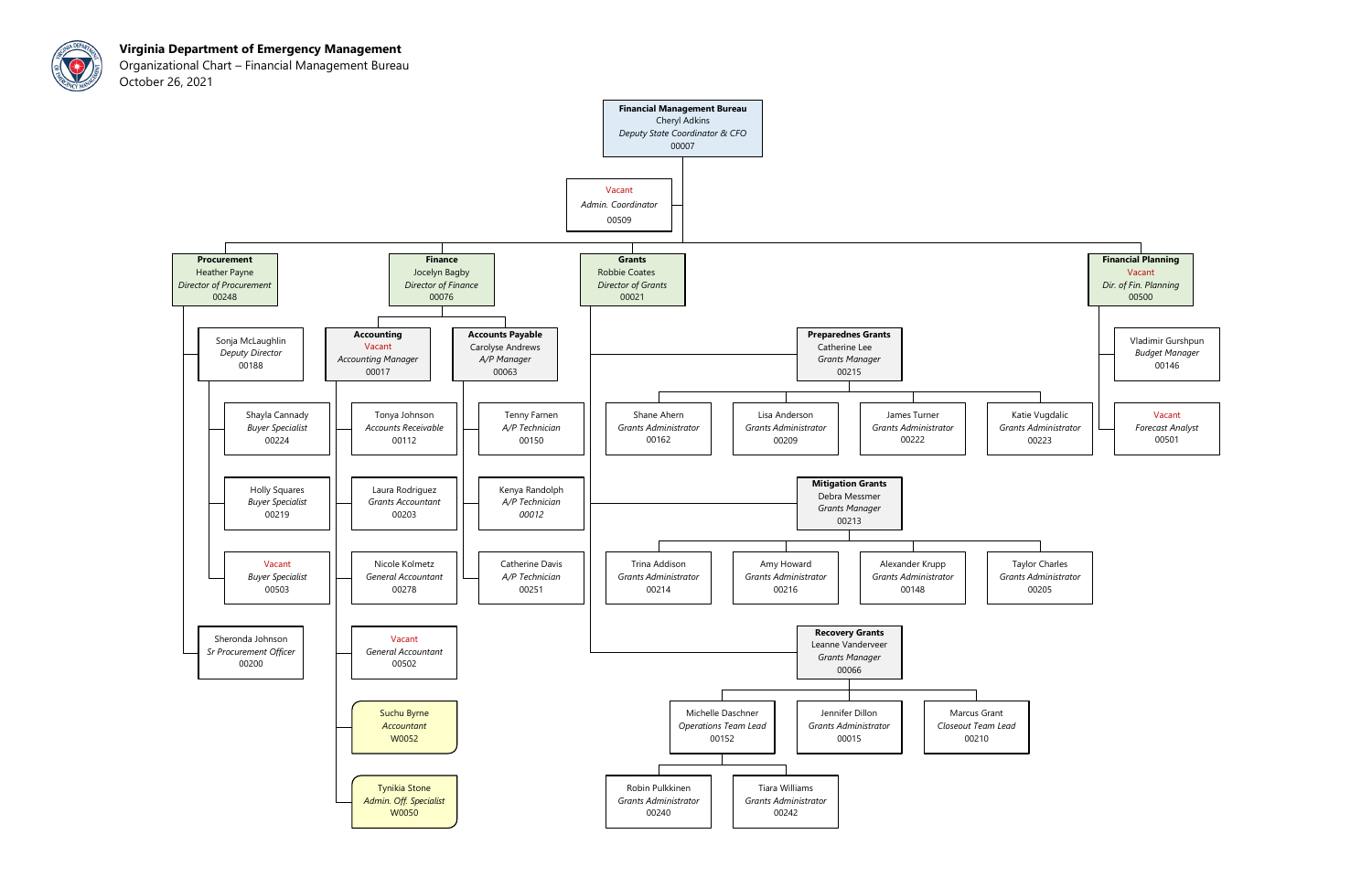**Virginia Department of Emergency Management**

Organizational Chart – Financial Management Bureau

October 26, 2021

**Financial Management Bureau**
Cheryl Adkins
*Deputy State Coordinator & CFO*
00007

- Vacant — *Admin. Coordinator* — 00509

### Procurement
Heather Payne — *Director of Procurement* — 00248

- Sonja McLaughlin — *Deputy Director* — 00188
  - Shayla Cannady — *Buyer Specialist* — 00224
  - Holly Squares — *Buyer Specialist* — 00219
  - Vacant — *Buyer Specialist* — 00503
- Sheronda Johnson — *Sr Procurement Officer* — 00200

### Finance
Jocelyn Bagby — *Director of Finance* — 00076

- **Accounting** — Vacant — *Accounting Manager* — 00017
  - Tonya Johnson — *Accounts Receivable* — 00112
  - Laura Rodriguez — *Grants Accountant* — 00203
  - Nicole Kolmetz — *General Accountant* — 00278
  - Vacant — *General Accountant* — 00502
  - Suchu Byrne — *Accountant* — W0052
  - Tynikia Stone — *Admin. Off. Specialist* — W0050
- **Accounts Payable** — Carolyse Andrews — *A/P Manager* — 00063
  - Tenny Farnen — *A/P Technician* — 00150
  - Kenya Randolph — *A/P Technician* — 00012
  - Catherine Davis — *A/P Technician* — 00251

### Grants
Robbie Coates — *Director of Grants* — 00021

- **Preparednes Grants** — Catherine Lee — *Grants Manager* — 00215
  - Shane Ahern — *Grants Administrator* — 00162
  - Lisa Anderson — *Grants Administrator* — 00209
  - James Turner — *Grants Administrator* — 00222
  - Katie Vugdalic — *Grants Administrator* — 00223
- **Mitigation Grants** — Debra Messmer — *Grants Manager* — 00213
  - Trina Addison — *Grants Administrator* — 00214
  - Amy Howard — *Grants Administrator* — 00216
  - Alexander Krupp — *Grants Administrator* — 00148
  - Taylor Charles — *Grants Administrator* — 00205
- **Recovery Grants** — Leanne Vanderveer — *Grants Manager* — 00066
  - Michelle Daschner — *Operations Team Lead* — 00152
    - Robin Pulkkinen — *Grants Administrator* — 00240
    - Tiara Williams — *Grants Administrator* — 00242
  - Jennifer Dillon — *Grants Administrator* — 00015
  - Marcus Grant — *Closeout Team Lead* — 00210

### Financial Planning
Vacant — *Dir. of Fin. Planning* — 00500

- Vladimir Gurshpun — *Budget Manager* — 00146
- Vacant — *Forecast Analyst* — 00501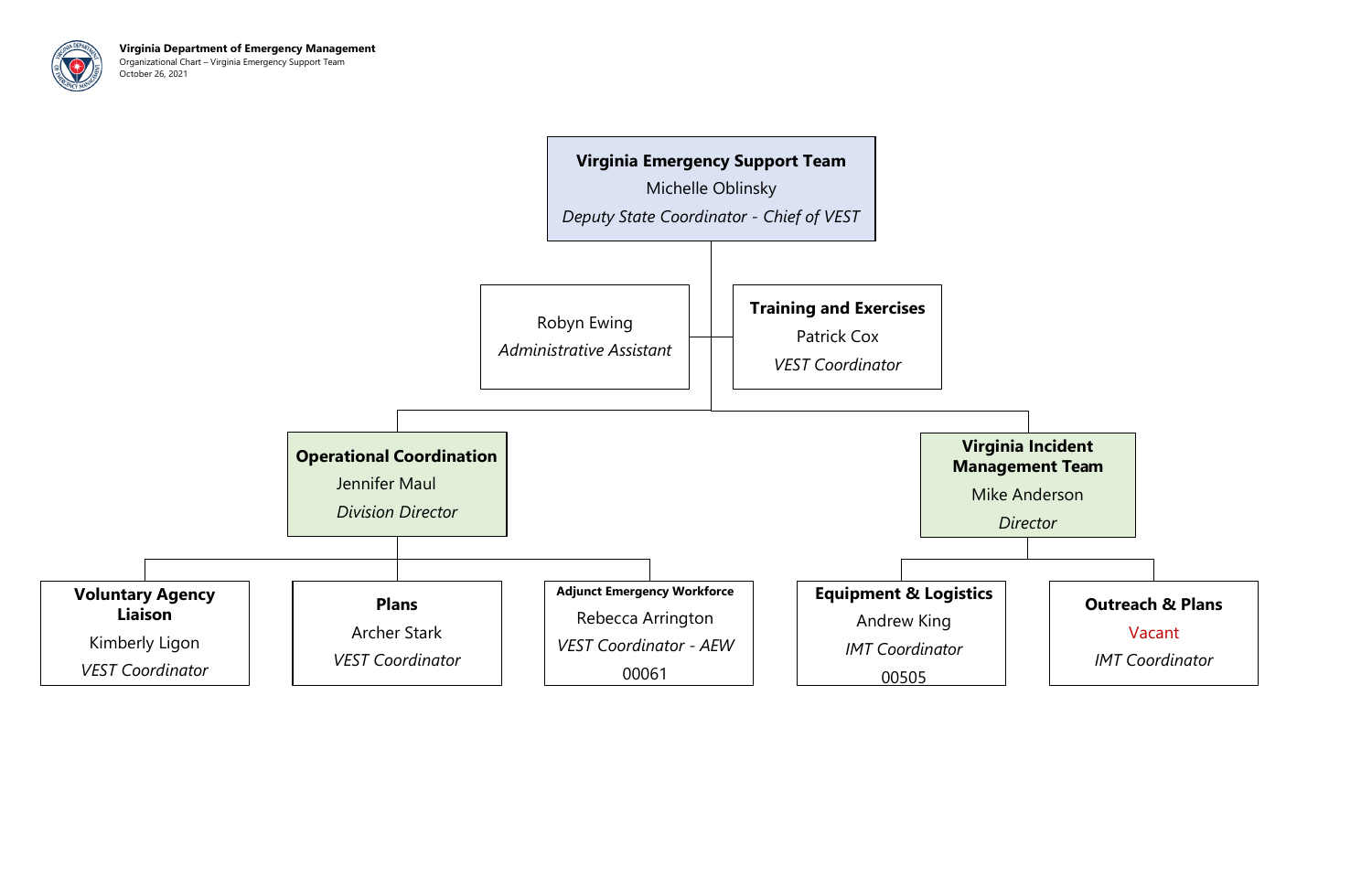**Virginia Department of Emergency Management**
Organizational Chart – Virginia Emergency Support Team
October 26, 2021

**Virginia Emergency Support Team**
Michelle Oblinsky
*Deputy State Coordinator - Chief of VEST*

- Robyn Ewing
  *Administrative Assistant*
- **Training and Exercises**
  Patrick Cox
  *VEST Coordinator*
- **Operational Coordination**
  Jennifer Maul
  *Division Director*
  - **Voluntary Agency Liaison**
    Kimberly Ligon
    *VEST Coordinator*
  - **Plans**
    Archer Stark
    *VEST Coordinator*
  - **Adjunct Emergency Workforce**
    Rebecca Arrington
    *VEST Coordinator - AEW*
    00061
- **Virginia Incident Management Team**
  Mike Anderson
  *Director*
  - **Equipment & Logistics**
    Andrew King
    *IMT Coordinator*
    00505
  - **Outreach & Plans**
    Vacant
    *IMT Coordinator*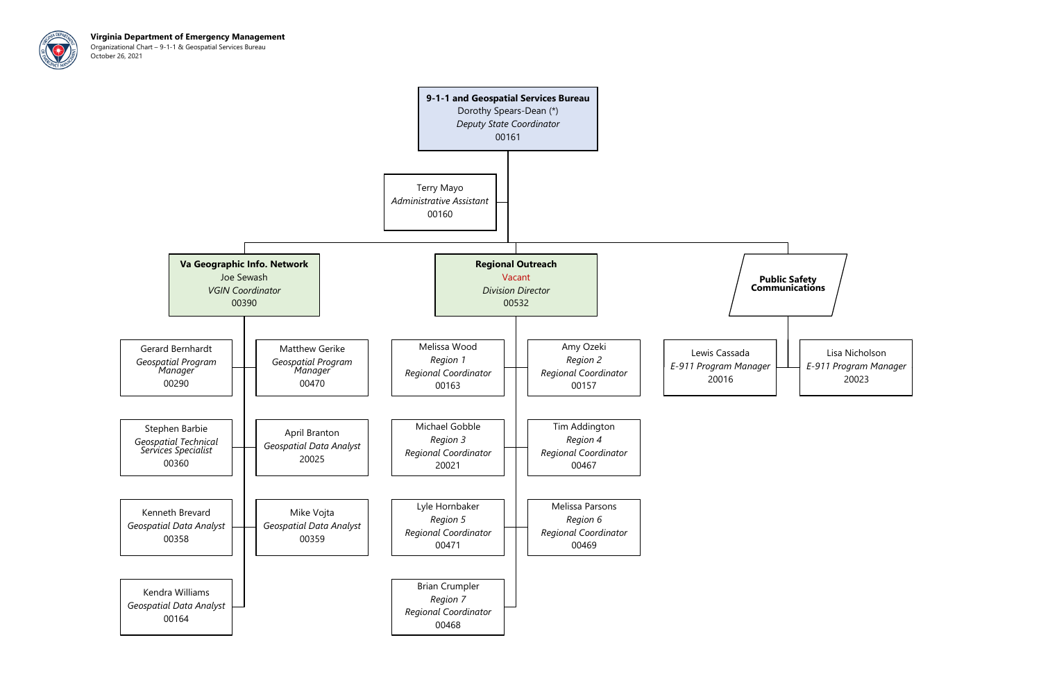**Virginia Department of Emergency Management**
Organizational Chart – 9-1-1 & Geospatial Services Bureau
October 26, 2021

# 9-1-1 and Geospatial Services Bureau

Dorothy Spears-Dean (*)
*Deputy State Coordinator*
00161

- Terry Mayo
  *Administrative Assistant*
  00160

## Va Geographic Info. Network

Joe Sewash
*VGIN Coordinator*
00390

- Gerard Bernhardt — *Geospatial Program Manager* — 00290
- Matthew Gerike — *Geospatial Program Manager* — 00470
- Stephen Barbie — *Geospatial Technical Services Specialist* — 00360
- April Branton — *Geospatial Data Analyst* — 20025
- Kenneth Brevard — *Geospatial Data Analyst* — 00358
- Mike Vojta — *Geospatial Data Analyst* — 00359
- Kendra Williams — *Geospatial Data Analyst* — 00164

## Regional Outreach

Vacant
*Division Director*
00532

- Melissa Wood — *Region 1 Regional Coordinator* — 00163
- Amy Ozeki — *Region 2 Regional Coordinator* — 00157
- Michael Gobble — *Region 3 Regional Coordinator* — 20021
- Tim Addington — *Region 4 Regional Coordinator* — 00467
- Lyle Hornbaker — *Region 5 Regional Coordinator* — 00471
- Melissa Parsons — *Region 6 Regional Coordinator* — 00469
- Brian Crumpler — *Region 7 Regional Coordinator* — 00468

## Public Safety Communications

- Lewis Cassada — *E-911 Program Manager* — 20016
- Lisa Nicholson — *E-911 Program Manager* — 20023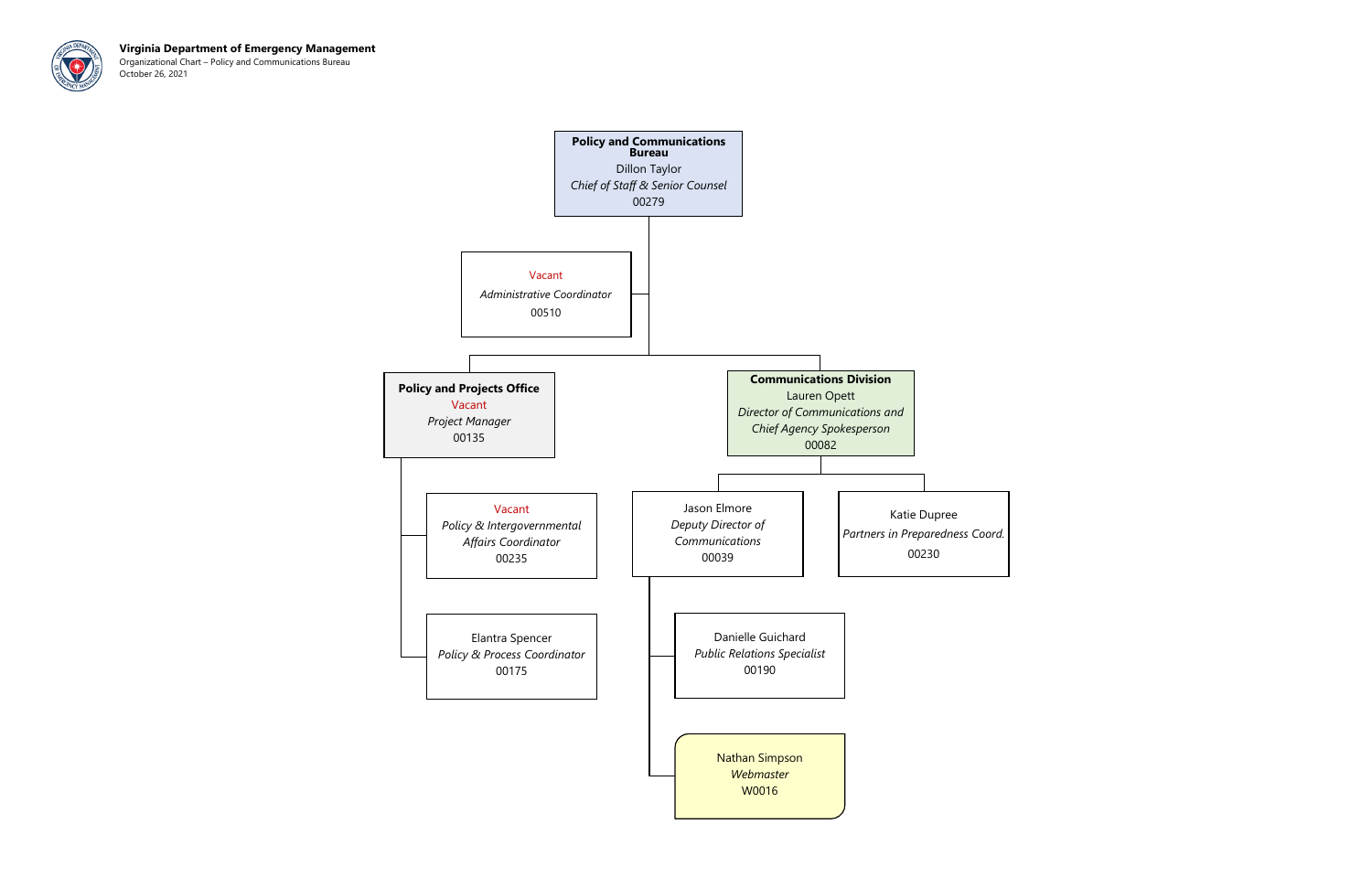**Virginia Department of Emergency Management**

Organizational Chart – Policy and Communications Bureau

October 26, 2021

**Policy and Communications Bureau**
Dillon Taylor
*Chief of Staff & Senior Counsel*
00279

Vacant
*Administrative Coordinator*
00510

**Policy and Projects Office**
Vacant
*Project Manager*
00135

Vacant
*Policy & Intergovernmental Affairs Coordinator*
00235

Elantra Spencer
*Policy & Process Coordinator*
00175

**Communications Division**
Lauren Opett
*Director of Communications and Chief Agency Spokesperson*
00082

Jason Elmore
*Deputy Director of Communications*
00039

Katie Dupree
*Partners in Preparedness Coord.*
00230

Danielle Guichard
*Public Relations Specialist*
00190

Nathan Simpson
*Webmaster*
W0016